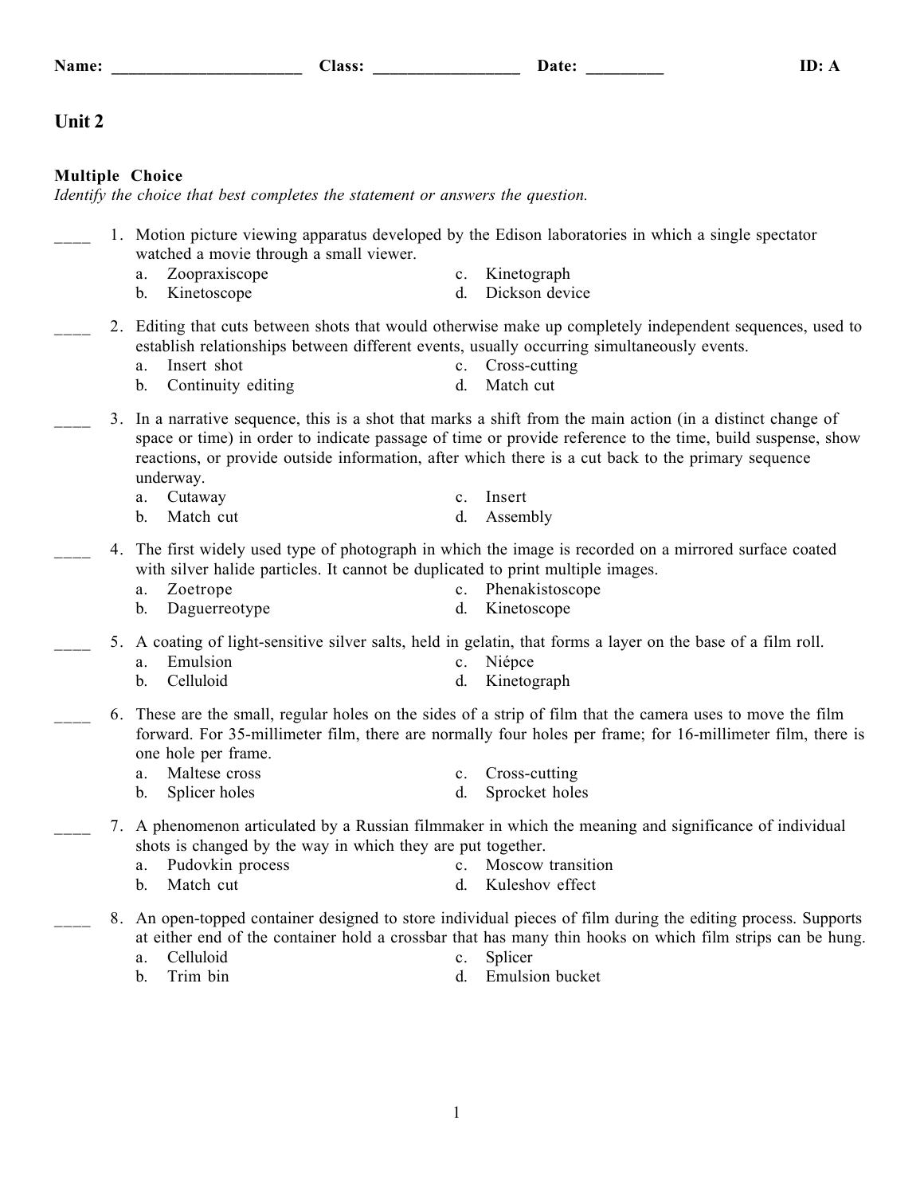Name: ______________________ Class: _________________ Date: _________ ID: A

# Unit 2

## Multiple Choice

*Identify the choice that best completes the statement or answers the question.*

____ 1. Motion picture viewing apparatus developed by the Edison laboratories in which a single spectator watched a movie through a small viewer.

- a. Zoopraxiscope
- b. Kinetoscope
- c. Kinetograph
- d. Dickson device

____ 2. Editing that cuts between shots that would otherwise make up completely independent sequences, used to establish relationships between different events, usually occurring simultaneously events.

- a. Insert shot
- b. Continuity editing
- c. Cross-cutting
- d. Match cut

____ 3. In a narrative sequence, this is a shot that marks a shift from the main action (in a distinct change of space or time) in order to indicate passage of time or provide reference to the time, build suspense, show reactions, or provide outside information, after which there is a cut back to the primary sequence underway.

- a. Cutaway
- b. Match cut
- c. Insert
- d. Assembly

____ 4. The first widely used type of photograph in which the image is recorded on a mirrored surface coated with silver halide particles. It cannot be duplicated to print multiple images.

- a. Zoetrope
- b. Daguerreotype
- c. Phenakistoscope
- d. Kinetoscope

____ 5. A coating of light-sensitive silver salts, held in gelatin, that forms a layer on the base of a film roll.

- a. Emulsion
- b. Celluloid
- c. Niépce
- d. Kinetograph

____ 6. These are the small, regular holes on the sides of a strip of film that the camera uses to move the film forward. For 35-millimeter film, there are normally four holes per frame; for 16-millimeter film, there is one hole per frame.

- a. Maltese cross
- b. Splicer holes
- c. Cross-cutting
- d. Sprocket holes

____ 7. A phenomenon articulated by a Russian filmmaker in which the meaning and significance of individual shots is changed by the way in which they are put together.

- a. Pudovkin process
- b. Match cut
- c. Moscow transition
- d. Kuleshov effect

____ 8. An open-topped container designed to store individual pieces of film during the editing process. Supports at either end of the container hold a crossbar that has many thin hooks on which film strips can be hung.

- a. Celluloid
- b. Trim bin
- c. Splicer
- d. Emulsion bucket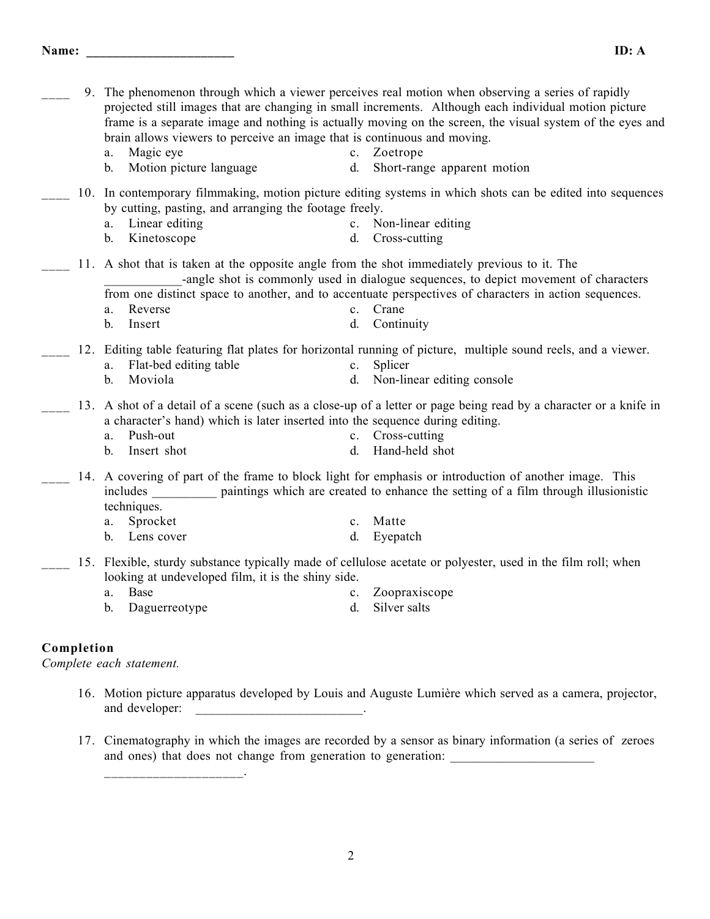Name: ______________________ ID: A

____ 9. The phenomenon through which a viewer perceives real motion when observing a series of rapidly projected still images that are changing in small increments. Although each individual motion picture frame is a separate image and nothing is actually moving on the screen, the visual system of the eyes and brain allows viewers to perceive an image that is continuous and moving.

a. Magic eye
b. Motion picture language
c. Zoetrope
d. Short-range apparent motion

____ 10. In contemporary filmmaking, motion picture editing systems in which shots can be edited into sequences by cutting, pasting, and arranging the footage freely.

a. Linear editing
b. Kinetoscope
c. Non-linear editing
d. Cross-cutting

____ 11. A shot that is taken at the opposite angle from the shot immediately previous to it. The ___________-angle shot is commonly used in dialogue sequences, to depict movement of characters from one distinct space to another, and to accentuate perspectives of characters in action sequences.

a. Reverse
b. Insert
c. Crane
d. Continuity

____ 12. Editing table featuring flat plates for horizontal running of picture, multiple sound reels, and a viewer.

a. Flat-bed editing table
b. Moviola
c. Splicer
d. Non-linear editing console

____ 13. A shot of a detail of a scene (such as a close-up of a letter or page being read by a character or a knife in a character's hand) which is later inserted into the sequence during editing.

a. Push-out
b. Insert shot
c. Cross-cutting
d. Hand-held shot

____ 14. A covering of part of the frame to block light for emphasis or introduction of another image. This includes __________ paintings which are created to enhance the setting of a film through illusionistic techniques.

a. Sprocket
b. Lens cover
c. Matte
d. Eyepatch

____ 15. Flexible, sturdy substance typically made of cellulose acetate or polyester, used in the film roll; when looking at undeveloped film, it is the shiny side.

a. Base
b. Daguerreotype
c. Zoopraxiscope
d. Silver salts

## Completion

*Complete each statement.*

16. Motion picture apparatus developed by Louis and Auguste Lumière which served as a camera, projector, and developer: __________________________.

17. Cinematography in which the images are recorded by a sensor as binary information (a series of zeroes and ones) that does not change from generation to generation: ______________________ ____________________.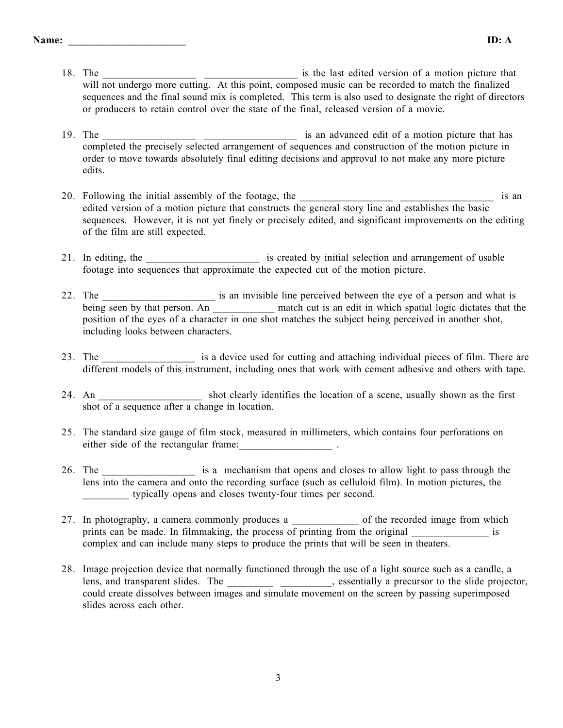**Name: ______________________** **ID: A**

18. The __________________ __________________ is the last edited version of a motion picture that will not undergo more cutting. At this point, composed music can be recorded to match the finalized sequences and the final sound mix is completed. This term is also used to designate the right of directors or producers to retain control over the state of the final, released version of a movie.

19. The __________________ __________________ is an advanced edit of a motion picture that has completed the precisely selected arrangement of sequences and construction of the motion picture in order to move towards absolutely final editing decisions and approval to not make any more picture edits.

20. Following the initial assembly of the footage, the __________________ __________________ is an edited version of a motion picture that constructs the general story line and establishes the basic sequences. However, it is not yet finely or precisely edited, and significant improvements on the editing of the film are still expected.

21. In editing, the ______________________ is created by initial selection and arrangement of usable footage into sequences that approximate the expected cut of the motion picture.

22. The ______________________ is an invisible line perceived between the eye of a person and what is being seen by that person. An ____________ match cut is an edit in which spatial logic dictates that the position of the eyes of a character in one shot matches the subject being perceived in another shot, including looks between characters.

23. The __________________ is a device used for cutting and attaching individual pieces of film. There are different models of this instrument, including ones that work with cement adhesive and others with tape.

24. An ____________________ shot clearly identifies the location of a scene, usually shown as the first shot of a sequence after a change in location.

25. The standard size gauge of film stock, measured in millimeters, which contains four perforations on either side of the rectangular frame:__________________ .

26. The __________________ is a mechanism that opens and closes to allow light to pass through the lens into the camera and onto the recording surface (such as celluloid film). In motion pictures, the _________ typically opens and closes twenty-four times per second.

27. In photography, a camera commonly produces a _____________ of the recorded image from which prints can be made. In filmmaking, the process of printing from the original _______________ is complex and can include many steps to produce the prints that will be seen in theaters.

28. Image projection device that normally functioned through the use of a light source such as a candle, a lens, and transparent slides. The _________ __________, essentially a precursor to the slide projector, could create dissolves between images and simulate movement on the screen by passing superimposed slides across each other.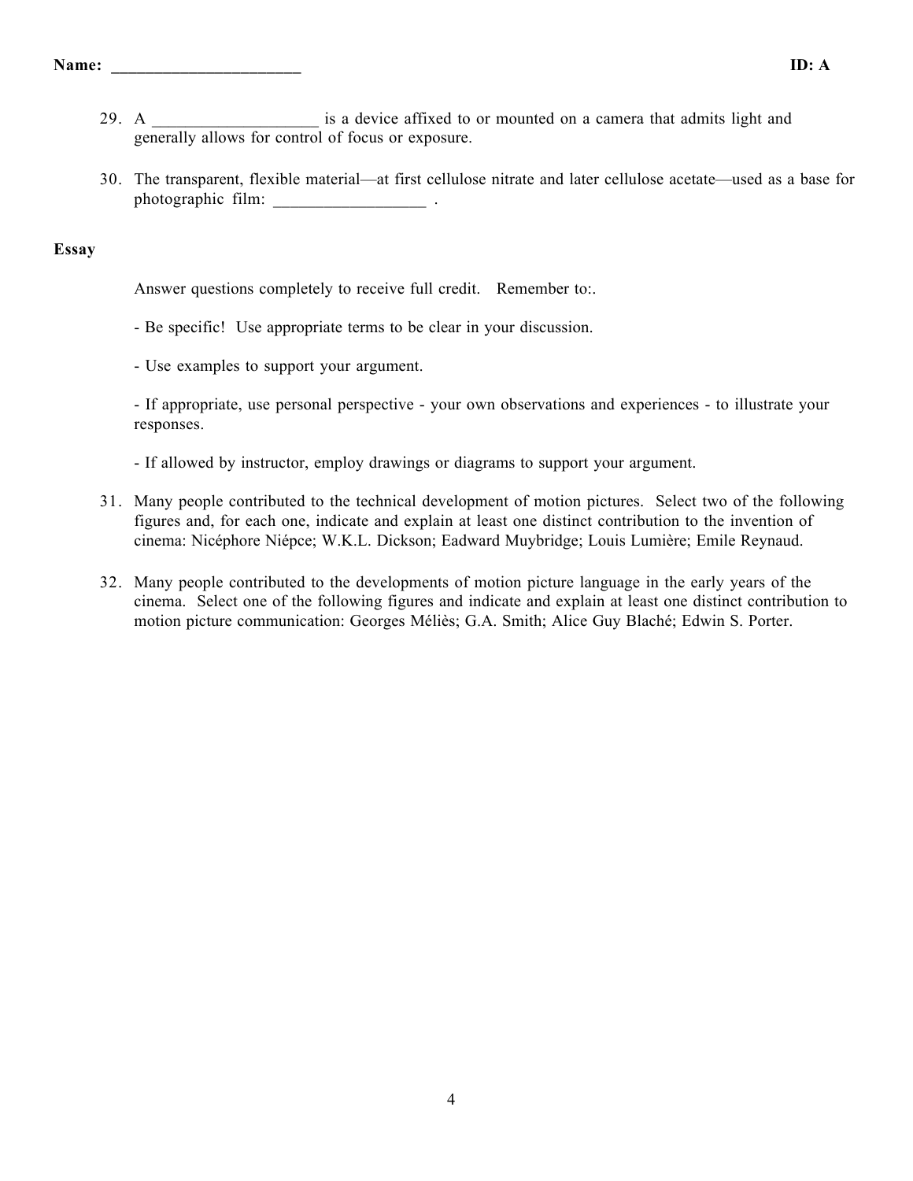Name: ______________________ ID: A

29. A ___________________ is a device affixed to or mounted on a camera that admits light and generally allows for control of focus or exposure.

30. The transparent, flexible material—at first cellulose nitrate and later cellulose acetate—used as a base for photographic film: _________________ .

**Essay**

Answer questions completely to receive full credit. Remember to:.

- Be specific! Use appropriate terms to be clear in your discussion.

- Use examples to support your argument.

- If appropriate, use personal perspective - your own observations and experiences - to illustrate your responses.

- If allowed by instructor, employ drawings or diagrams to support your argument.

31. Many people contributed to the technical development of motion pictures. Select two of the following figures and, for each one, indicate and explain at least one distinct contribution to the invention of cinema: Nicéphore Niépce; W.K.L. Dickson; Eadward Muybridge; Louis Lumière; Emile Reynaud.

32. Many people contributed to the developments of motion picture language in the early years of the cinema. Select one of the following figures and indicate and explain at least one distinct contribution to motion picture communication: Georges Méliès; G.A. Smith; Alice Guy Blaché; Edwin S. Porter.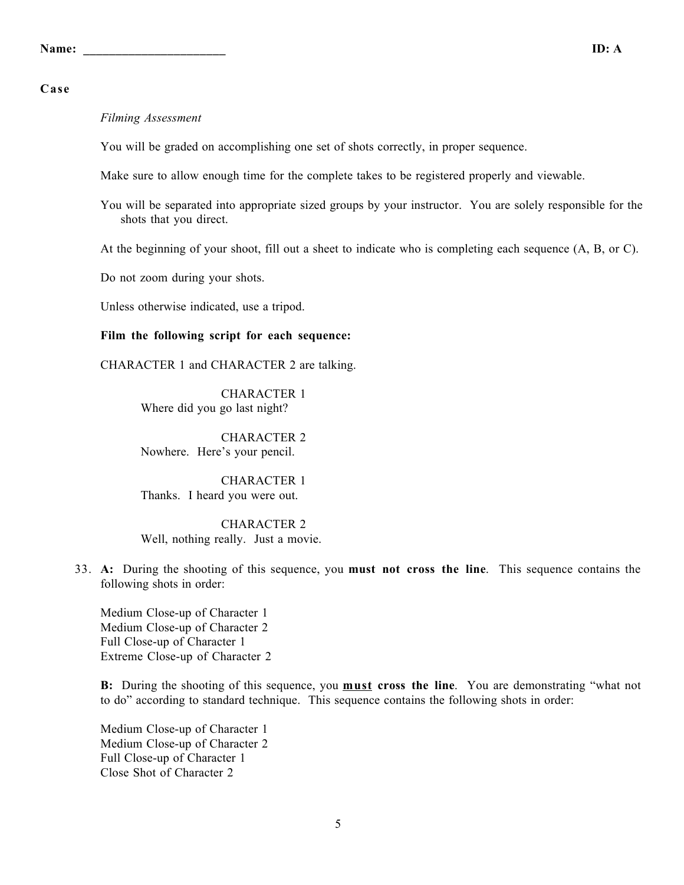Name: ______________________ ID: A

## Case

*Filming Assessment*

You will be graded on accomplishing one set of shots correctly, in proper sequence.

Make sure to allow enough time for the complete takes to be registered properly and viewable.

You will be separated into appropriate sized groups by your instructor. You are solely responsible for the shots that you direct.

At the beginning of your shoot, fill out a sheet to indicate who is completing each sequence (A, B, or C).

Do not zoom during your shots.

Unless otherwise indicated, use a tripod.

**Film the following script for each sequence:**

CHARACTER 1 and CHARACTER 2 are talking.

CHARACTER 1
Where did you go last night?

CHARACTER 2
Nowhere. Here's your pencil.

CHARACTER 1
Thanks. I heard you were out.

CHARACTER 2
Well, nothing really. Just a movie.

33. **A:** During the shooting of this sequence, you **must not cross the line**. This sequence contains the following shots in order:

Medium Close-up of Character 1
Medium Close-up of Character 2
Full Close-up of Character 1
Extreme Close-up of Character 2

**B:** During the shooting of this sequence, you **must cross the line**. You are demonstrating "what not to do" according to standard technique. This sequence contains the following shots in order:

Medium Close-up of Character 1
Medium Close-up of Character 2
Full Close-up of Character 1
Close Shot of Character 2